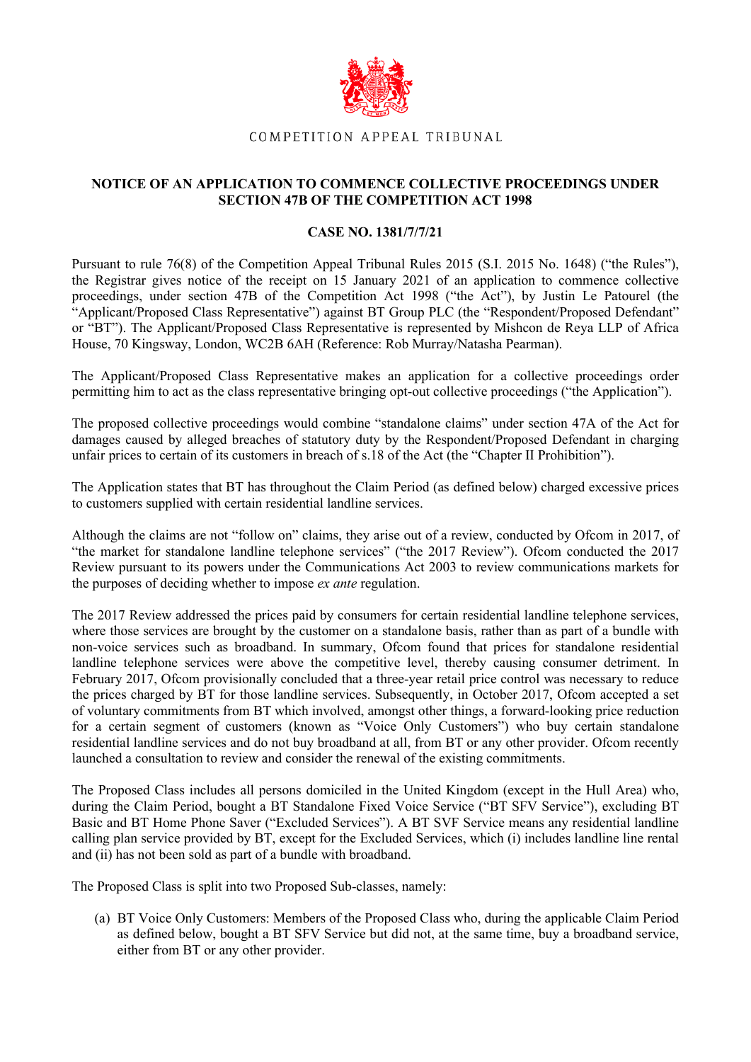COMPETITION APPEAL TRIBUNAL

## NOTICE OF AN APPLICATION TO COMMENCE COLLECTIVE PROCEEDINGS UNDER SECTION 47B OF THE COMPETITION ACT 1998

### CASE NO. 1381/7/7/21

Pursuant to rule 76(8) of the Competition Appeal Tribunal Rules 2015 (S.I. 2015 No. 1648) ("the Rules"), the Registrar gives notice of the receipt on 15 January 2021 of an application to commence collective proceedings, under section 47B of the Competition Act 1998 ("the Act"), by Justin Le Patourel (the "Applicant/Proposed Class Representative") against BT Group PLC (the "Respondent/Proposed Defendant" or "BT"). The Applicant/Proposed Class Representative is represented by Mishcon de Reya LLP of Africa House, 70 Kingsway, London, WC2B 6AH (Reference: Rob Murray/Natasha Pearman).

The Applicant/Proposed Class Representative makes an application for a collective proceedings order permitting him to act as the class representative bringing opt-out collective proceedings ("the Application").

The proposed collective proceedings would combine "standalone claims" under section 47A of the Act for damages caused by alleged breaches of statutory duty by the Respondent/Proposed Defendant in charging unfair prices to certain of its customers in breach of s.18 of the Act (the "Chapter II Prohibition").

The Application states that BT has throughout the Claim Period (as defined below) charged excessive prices to customers supplied with certain residential landline services.

Although the claims are not "follow on" claims, they arise out of a review, conducted by Ofcom in 2017, of "the market for standalone landline telephone services" ("the 2017 Review"). Ofcom conducted the 2017 Review pursuant to its powers under the Communications Act 2003 to review communications markets for the purposes of deciding whether to impose *ex ante* regulation.

The 2017 Review addressed the prices paid by consumers for certain residential landline telephone services, where those services are brought by the customer on a standalone basis, rather than as part of a bundle with non-voice services such as broadband. In summary, Ofcom found that prices for standalone residential landline telephone services were above the competitive level, thereby causing consumer detriment. In February 2017, Ofcom provisionally concluded that a three-year retail price control was necessary to reduce the prices charged by BT for those landline services. Subsequently, in October 2017, Ofcom accepted a set of voluntary commitments from BT which involved, amongst other things, a forward-looking price reduction for a certain segment of customers (known as "Voice Only Customers") who buy certain standalone residential landline services and do not buy broadband at all, from BT or any other provider. Ofcom recently launched a consultation to review and consider the renewal of the existing commitments.

The Proposed Class includes all persons domiciled in the United Kingdom (except in the Hull Area) who, during the Claim Period, bought a BT Standalone Fixed Voice Service ("BT SFV Service"), excluding BT Basic and BT Home Phone Saver ("Excluded Services"). A BT SVF Service means any residential landline calling plan service provided by BT, except for the Excluded Services, which (i) includes landline line rental and (ii) has not been sold as part of a bundle with broadband.

The Proposed Class is split into two Proposed Sub-classes, namely:

(a) BT Voice Only Customers: Members of the Proposed Class who, during the applicable Claim Period as defined below, bought a BT SFV Service but did not, at the same time, buy a broadband service, either from BT or any other provider.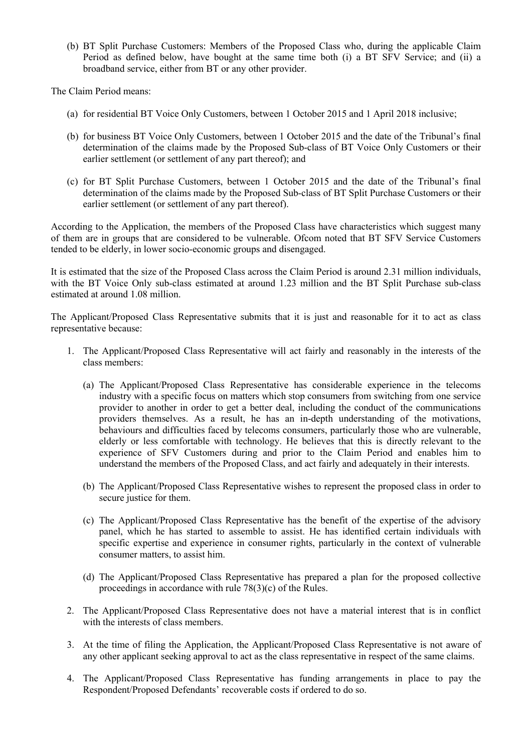(b) BT Split Purchase Customers: Members of the Proposed Class who, during the applicable Claim Period as defined below, have bought at the same time both (i) a BT SFV Service; and (ii) a broadband service, either from BT or any other provider.

The Claim Period means:

(a) for residential BT Voice Only Customers, between 1 October 2015 and 1 April 2018 inclusive;

(b) for business BT Voice Only Customers, between 1 October 2015 and the date of the Tribunal's final determination of the claims made by the Proposed Sub-class of BT Voice Only Customers or their earlier settlement (or settlement of any part thereof); and

(c) for BT Split Purchase Customers, between 1 October 2015 and the date of the Tribunal's final determination of the claims made by the Proposed Sub-class of BT Split Purchase Customers or their earlier settlement (or settlement of any part thereof).

According to the Application, the members of the Proposed Class have characteristics which suggest many of them are in groups that are considered to be vulnerable. Ofcom noted that BT SFV Service Customers tended to be elderly, in lower socio-economic groups and disengaged.

It is estimated that the size of the Proposed Class across the Claim Period is around 2.31 million individuals, with the BT Voice Only sub-class estimated at around 1.23 million and the BT Split Purchase sub-class estimated at around 1.08 million.

The Applicant/Proposed Class Representative submits that it is just and reasonable for it to act as class representative because:

1. The Applicant/Proposed Class Representative will act fairly and reasonably in the interests of the class members:

   (a) The Applicant/Proposed Class Representative has considerable experience in the telecoms industry with a specific focus on matters which stop consumers from switching from one service provider to another in order to get a better deal, including the conduct of the communications providers themselves. As a result, he has an in-depth understanding of the motivations, behaviours and difficulties faced by telecoms consumers, particularly those who are vulnerable, elderly or less comfortable with technology. He believes that this is directly relevant to the experience of SFV Customers during and prior to the Claim Period and enables him to understand the members of the Proposed Class, and act fairly and adequately in their interests.

   (b) The Applicant/Proposed Class Representative wishes to represent the proposed class in order to secure justice for them.

   (c) The Applicant/Proposed Class Representative has the benefit of the expertise of the advisory panel, which he has started to assemble to assist. He has identified certain individuals with specific expertise and experience in consumer rights, particularly in the context of vulnerable consumer matters, to assist him.

   (d) The Applicant/Proposed Class Representative has prepared a plan for the proposed collective proceedings in accordance with rule 78(3)(c) of the Rules.

2. The Applicant/Proposed Class Representative does not have a material interest that is in conflict with the interests of class members.

3. At the time of filing the Application, the Applicant/Proposed Class Representative is not aware of any other applicant seeking approval to act as the class representative in respect of the same claims.

4. The Applicant/Proposed Class Representative has funding arrangements in place to pay the Respondent/Proposed Defendants' recoverable costs if ordered to do so.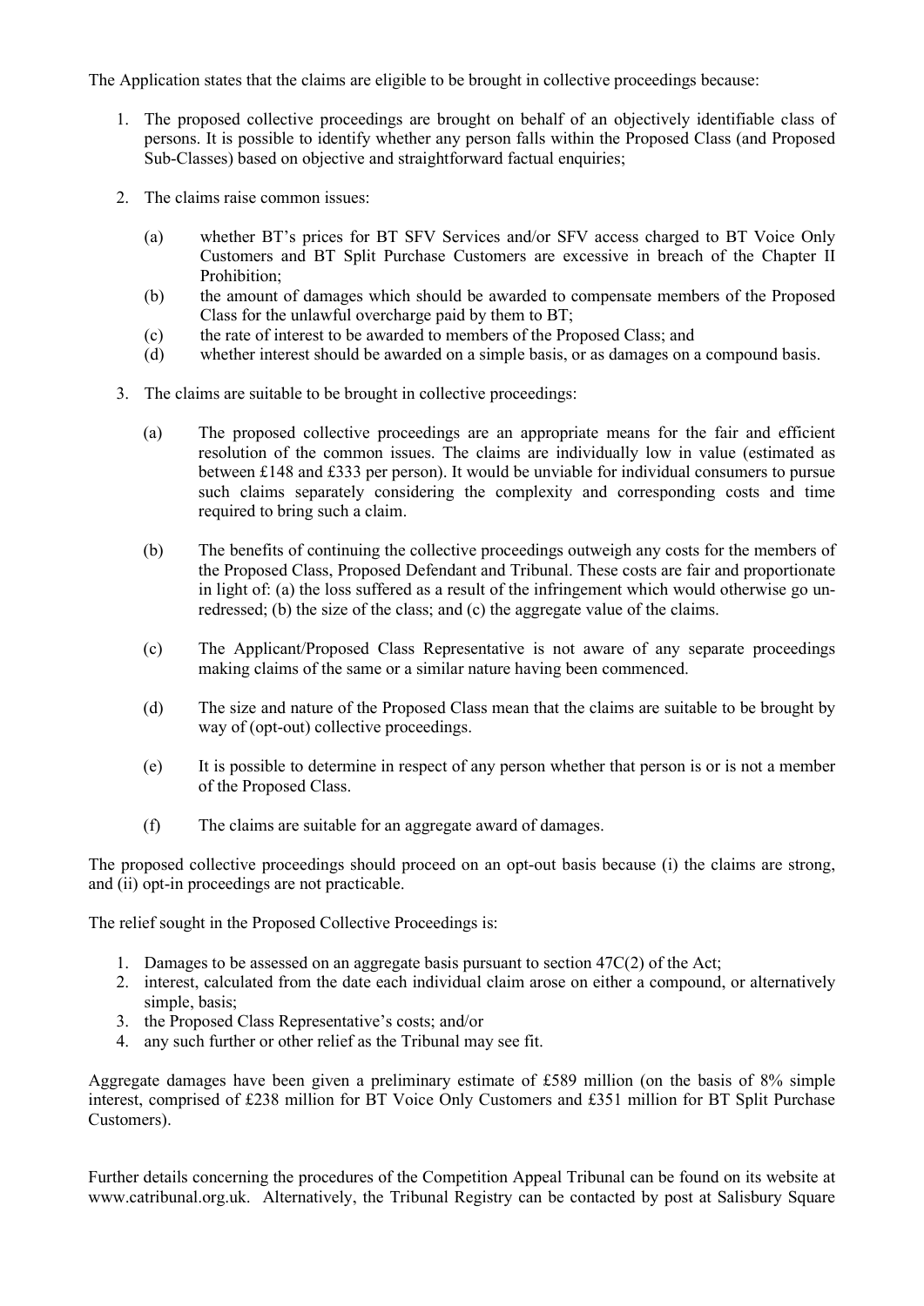The Application states that the claims are eligible to be brought in collective proceedings because:

1. The proposed collective proceedings are brought on behalf of an objectively identifiable class of persons. It is possible to identify whether any person falls within the Proposed Class (and Proposed Sub-Classes) based on objective and straightforward factual enquiries;

2. The claims raise common issues:

   (a) whether BT's prices for BT SFV Services and/or SFV access charged to BT Voice Only Customers and BT Split Purchase Customers are excessive in breach of the Chapter II Prohibition;

   (b) the amount of damages which should be awarded to compensate members of the Proposed Class for the unlawful overcharge paid by them to BT;

   (c) the rate of interest to be awarded to members of the Proposed Class; and

   (d) whether interest should be awarded on a simple basis, or as damages on a compound basis.

3. The claims are suitable to be brought in collective proceedings:

   (a) The proposed collective proceedings are an appropriate means for the fair and efficient resolution of the common issues. The claims are individually low in value (estimated as between £148 and £333 per person). It would be unviable for individual consumers to pursue such claims separately considering the complexity and corresponding costs and time required to bring such a claim.

   (b) The benefits of continuing the collective proceedings outweigh any costs for the members of the Proposed Class, Proposed Defendant and Tribunal. These costs are fair and proportionate in light of: (a) the loss suffered as a result of the infringement which would otherwise go un-redressed; (b) the size of the class; and (c) the aggregate value of the claims.

   (c) The Applicant/Proposed Class Representative is not aware of any separate proceedings making claims of the same or a similar nature having been commenced.

   (d) The size and nature of the Proposed Class mean that the claims are suitable to be brought by way of (opt-out) collective proceedings.

   (e) It is possible to determine in respect of any person whether that person is or is not a member of the Proposed Class.

   (f) The claims are suitable for an aggregate award of damages.

The proposed collective proceedings should proceed on an opt-out basis because (i) the claims are strong, and (ii) opt-in proceedings are not practicable.

The relief sought in the Proposed Collective Proceedings is:

1. Damages to be assessed on an aggregate basis pursuant to section 47C(2) of the Act;
2. interest, calculated from the date each individual claim arose on either a compound, or alternatively simple, basis;
3. the Proposed Class Representative's costs; and/or
4. any such further or other relief as the Tribunal may see fit.

Aggregate damages have been given a preliminary estimate of £589 million (on the basis of 8% simple interest, comprised of £238 million for BT Voice Only Customers and £351 million for BT Split Purchase Customers).

Further details concerning the procedures of the Competition Appeal Tribunal can be found on its website at www.catribunal.org.uk. Alternatively, the Tribunal Registry can be contacted by post at Salisbury Square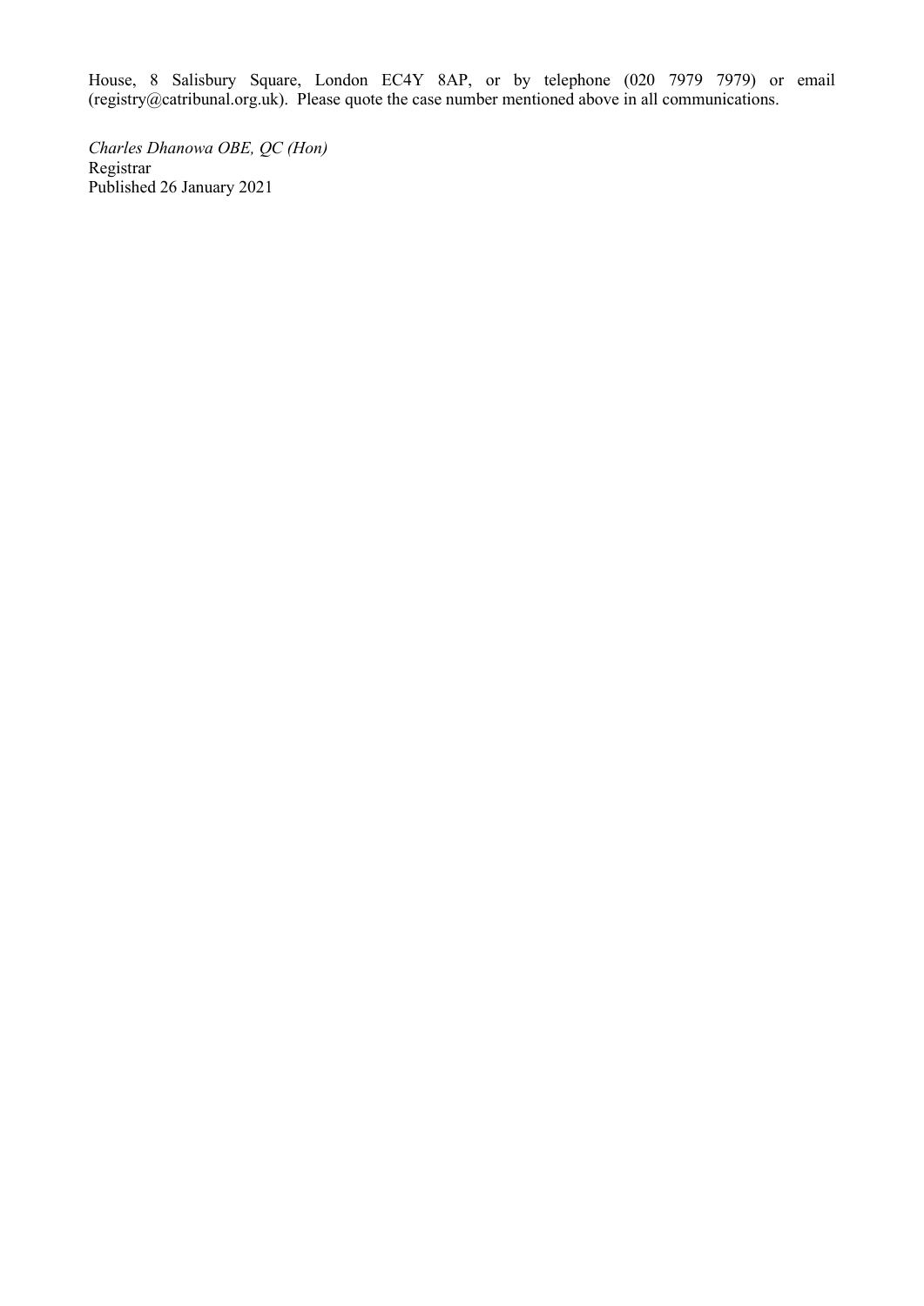House, 8 Salisbury Square, London EC4Y 8AP, or by telephone (020 7979 7979) or email (registry@catribunal.org.uk). Please quote the case number mentioned above in all communications.

*Charles Dhanowa OBE, QC (Hon)*
Registrar
Published 26 January 2021